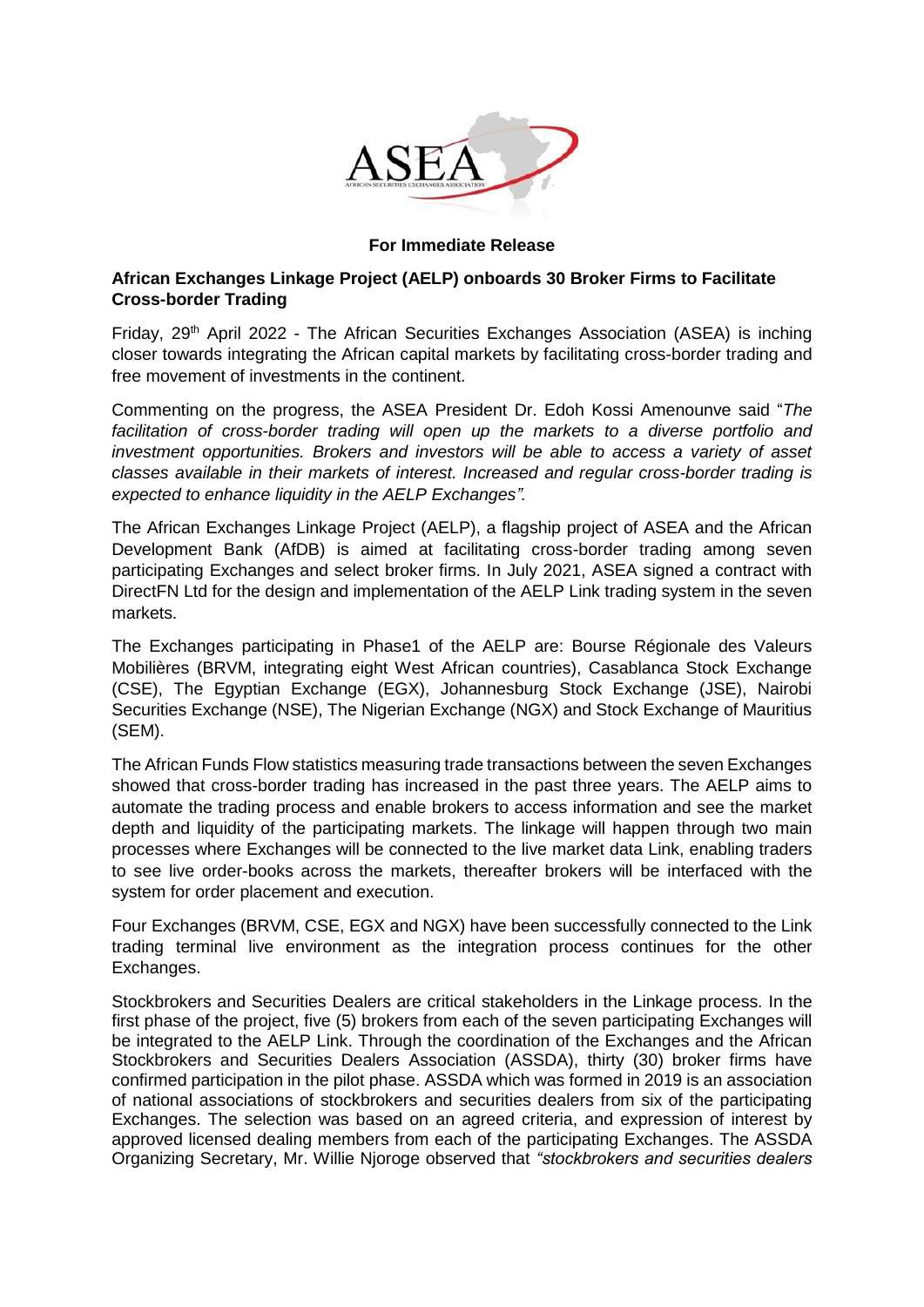**For Immediate Release**

**African Exchanges Linkage Project (AELP) onboards 30 Broker Firms to Facilitate Cross-border Trading**

Friday, 29th April 2022 - The African Securities Exchanges Association (ASEA) is inching closer towards integrating the African capital markets by facilitating cross-border trading and free movement of investments in the continent.

Commenting on the progress, the ASEA President Dr. Edoh Kossi Amenounve said "*The facilitation of cross-border trading will open up the markets to a diverse portfolio and investment opportunities. Brokers and investors will be able to access a variety of asset classes available in their markets of interest. Increased and regular cross-border trading is expected to enhance liquidity in the AELP Exchanges".*

The African Exchanges Linkage Project (AELP), a flagship project of ASEA and the African Development Bank (AfDB) is aimed at facilitating cross-border trading among seven participating Exchanges and select broker firms. In July 2021, ASEA signed a contract with DirectFN Ltd for the design and implementation of the AELP Link trading system in the seven markets.

The Exchanges participating in Phase1 of the AELP are: Bourse Régionale des Valeurs Mobilières (BRVM, integrating eight West African countries), Casablanca Stock Exchange (CSE), The Egyptian Exchange (EGX), Johannesburg Stock Exchange (JSE), Nairobi Securities Exchange (NSE), The Nigerian Exchange (NGX) and Stock Exchange of Mauritius (SEM).

The African Funds Flow statistics measuring trade transactions between the seven Exchanges showed that cross-border trading has increased in the past three years. The AELP aims to automate the trading process and enable brokers to access information and see the market depth and liquidity of the participating markets. The linkage will happen through two main processes where Exchanges will be connected to the live market data Link, enabling traders to see live order-books across the markets, thereafter brokers will be interfaced with the system for order placement and execution.

Four Exchanges (BRVM, CSE, EGX and NGX) have been successfully connected to the Link trading terminal live environment as the integration process continues for the other Exchanges.

Stockbrokers and Securities Dealers are critical stakeholders in the Linkage process. In the first phase of the project, five (5) brokers from each of the seven participating Exchanges will be integrated to the AELP Link. Through the coordination of the Exchanges and the African Stockbrokers and Securities Dealers Association (ASSDA), thirty (30) broker firms have confirmed participation in the pilot phase. ASSDA which was formed in 2019 is an association of national associations of stockbrokers and securities dealers from six of the participating Exchanges. The selection was based on an agreed criteria, and expression of interest by approved licensed dealing members from each of the participating Exchanges. The ASSDA Organizing Secretary, Mr. Willie Njoroge observed that *"stockbrokers and securities dealers*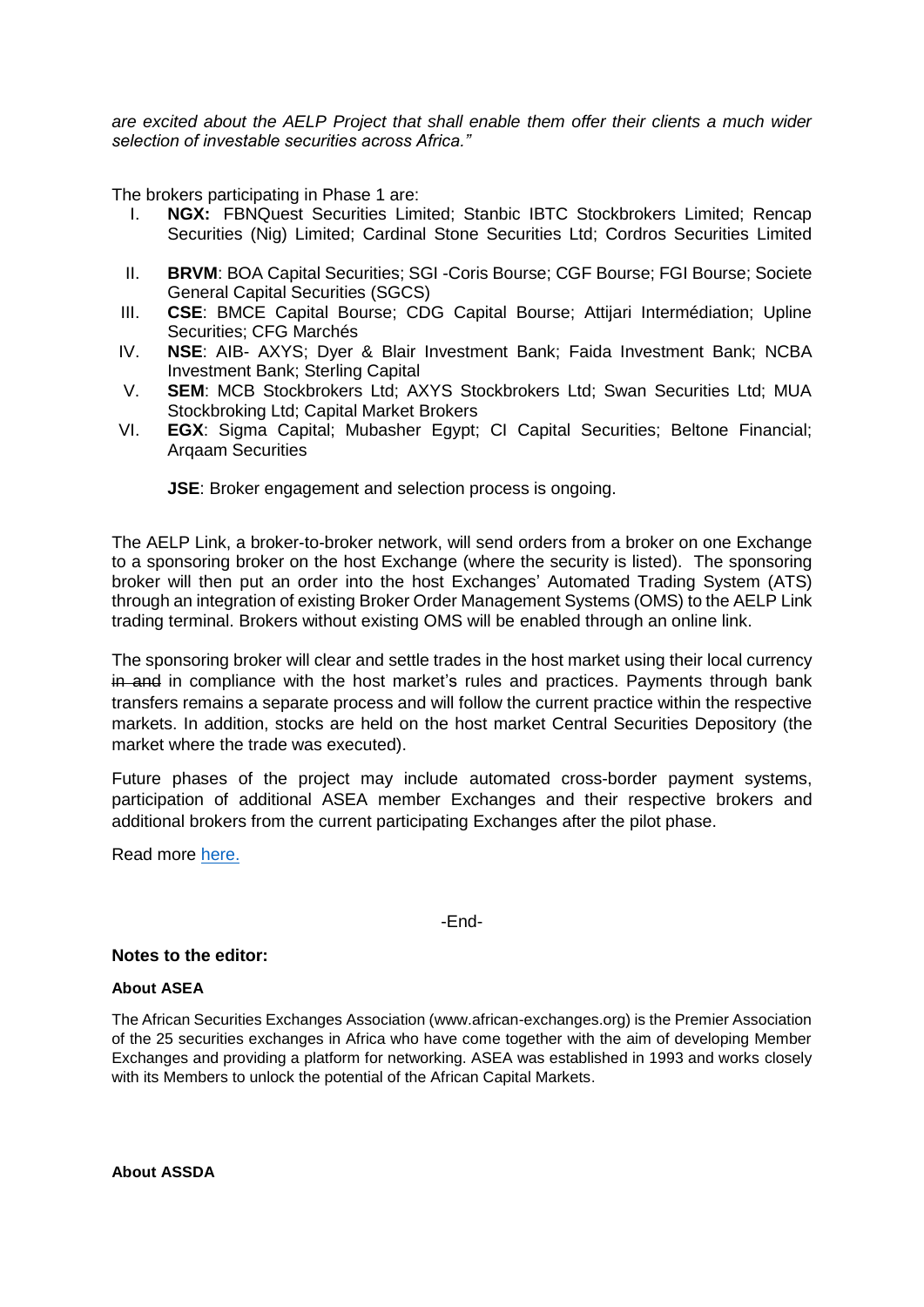*are excited about the AELP Project that shall enable them offer their clients a much wider selection of investable securities across Africa."*

The brokers participating in Phase 1 are:

I. **NGX:** FBNQuest Securities Limited; Stanbic IBTC Stockbrokers Limited; Rencap Securities (Nig) Limited; Cardinal Stone Securities Ltd; Cordros Securities Limited
II. **BRVM**: BOA Capital Securities; SGI -Coris Bourse; CGF Bourse; FGI Bourse; Societe General Capital Securities (SGCS)
III. **CSE**: BMCE Capital Bourse; CDG Capital Bourse; Attijari Intermédiation; Upline Securities; CFG Marchés
IV. **NSE**: AIB- AXYS; Dyer & Blair Investment Bank; Faida Investment Bank; NCBA Investment Bank; Sterling Capital
V. **SEM**: MCB Stockbrokers Ltd; AXYS Stockbrokers Ltd; Swan Securities Ltd; MUA Stockbroking Ltd; Capital Market Brokers
VI. **EGX**: Sigma Capital; Mubasher Egypt; CI Capital Securities; Beltone Financial; Arqaam Securities

**JSE**: Broker engagement and selection process is ongoing.

The AELP Link, a broker-to-broker network, will send orders from a broker on one Exchange to a sponsoring broker on the host Exchange (where the security is listed). The sponsoring broker will then put an order into the host Exchanges' Automated Trading System (ATS) through an integration of existing Broker Order Management Systems (OMS) to the AELP Link trading terminal. Brokers without existing OMS will be enabled through an online link.

The sponsoring broker will clear and settle trades in the host market using their local currency ~~in and~~ in compliance with the host market's rules and practices. Payments through bank transfers remains a separate process and will follow the current practice within the respective markets. In addition, stocks are held on the host market Central Securities Depository (the market where the trade was executed).

Future phases of the project may include automated cross-border payment systems, participation of additional ASEA member Exchanges and their respective brokers and additional brokers from the current participating Exchanges after the pilot phase.

Read more here.

-End-

**Notes to the editor:**

**About ASEA**

The African Securities Exchanges Association (www.african-exchanges.org) is the Premier Association of the 25 securities exchanges in Africa who have come together with the aim of developing Member Exchanges and providing a platform for networking. ASEA was established in 1993 and works closely with its Members to unlock the potential of the African Capital Markets.

**About ASSDA**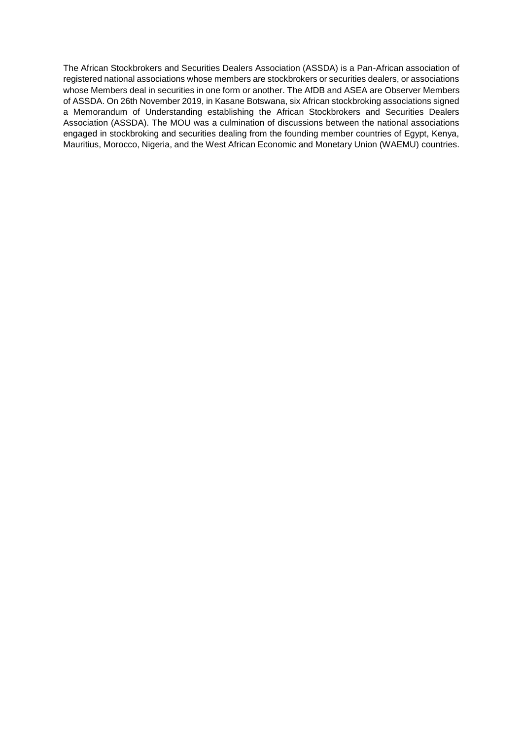The African Stockbrokers and Securities Dealers Association (ASSDA) is a Pan-African association of registered national associations whose members are stockbrokers or securities dealers, or associations whose Members deal in securities in one form or another. The AfDB and ASEA are Observer Members of ASSDA. On 26th November 2019, in Kasane Botswana, six African stockbroking associations signed a Memorandum of Understanding establishing the African Stockbrokers and Securities Dealers Association (ASSDA). The MOU was a culmination of discussions between the national associations engaged in stockbroking and securities dealing from the founding member countries of Egypt, Kenya, Mauritius, Morocco, Nigeria, and the West African Economic and Monetary Union (WAEMU) countries.